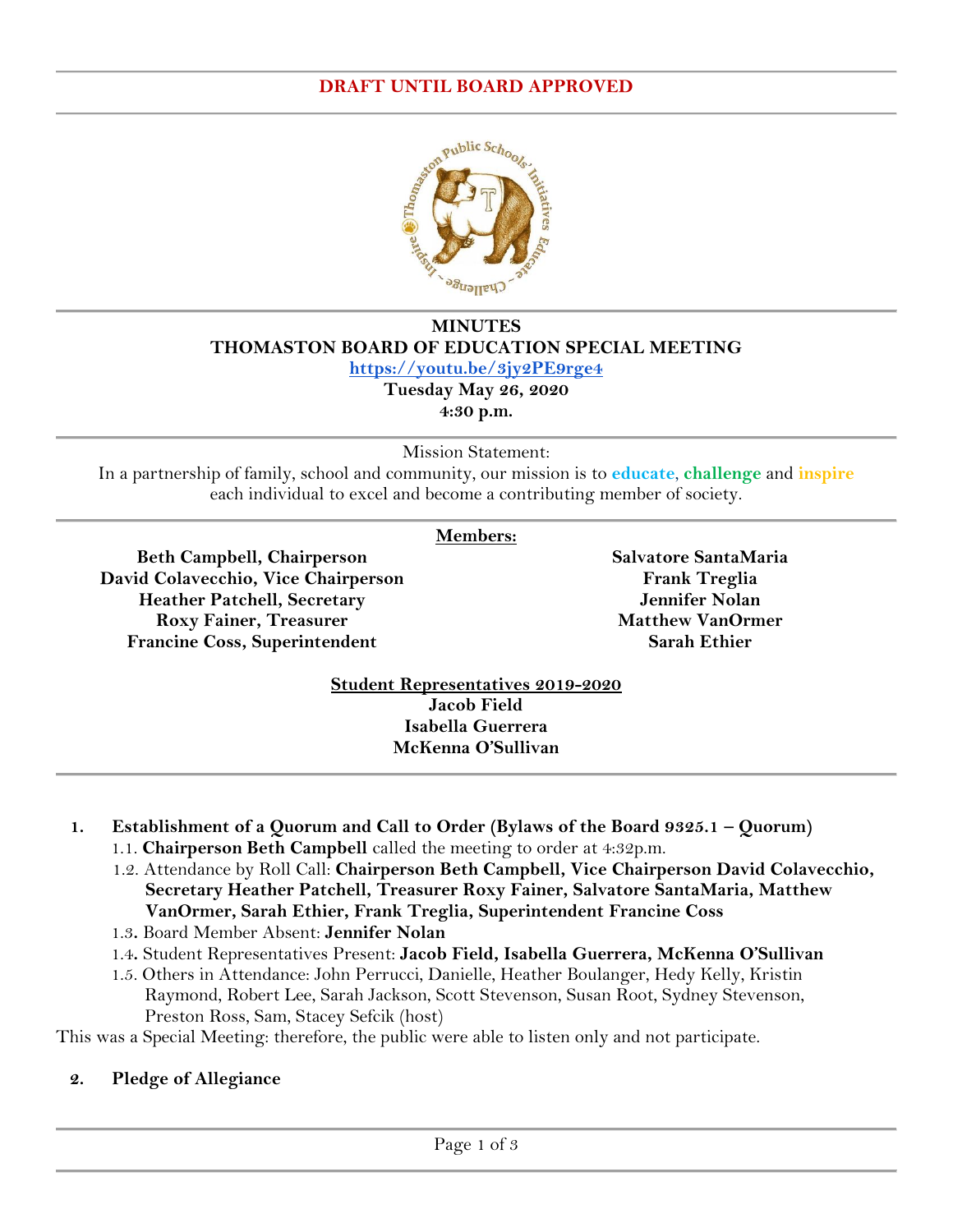**DRAFT UNTIL BOARD APPROVED**

# MINUTES
# THOMASTON BOARD OF EDUCATION SPECIAL MEETING

**https://youtu.be/3jy2PE9rge4**

**Tuesday May 26, 2020**

**4:30 p.m.**

Mission Statement:
In a partnership of family, school and community, our mission is to **educate**, **challenge** and **inspire** each individual to excel and become a contributing member of society.

**Members:**

**Beth Campbell, Chairperson**
**David Colavecchio, Vice Chairperson**
**Heather Patchell, Secretary**
**Roxy Fainer, Treasurer**
**Francine Coss, Superintendent**
**Salvatore SantaMaria**
**Frank Treglia**
**Jennifer Nolan**
**Matthew VanOrmer**
**Sarah Ethier**

**Student Representatives 2019-2020**

**Jacob Field**
**Isabella Guerrera**
**McKenna O'Sullivan**

1. **Establishment of a Quorum and Call to Order (Bylaws of the Board 9325.1 – Quorum)**
   - 1.1. **Chairperson Beth Campbell** called the meeting to order at 4:32p.m.
   - 1.2. Attendance by Roll Call: **Chairperson Beth Campbell, Vice Chairperson David Colavecchio, Secretary Heather Patchell, Treasurer Roxy Fainer, Salvatore SantaMaria, Matthew VanOrmer, Sarah Ethier, Frank Treglia, Superintendent Francine Coss**
   - 1.3. Board Member Absent: **Jennifer Nolan**
   - 1.4. Student Representatives Present: **Jacob Field, Isabella Guerrera, McKenna O'Sullivan**
   - 1.5. Others in Attendance: John Perrucci, Danielle, Heather Boulanger, Hedy Kelly, Kristin Raymond, Robert Lee, Sarah Jackson, Scott Stevenson, Susan Root, Sydney Stevenson, Preston Ross, Sam, Stacey Sefcik (host)

This was a Special Meeting: therefore, the public were able to listen only and not participate.

2. **Pledge of Allegiance**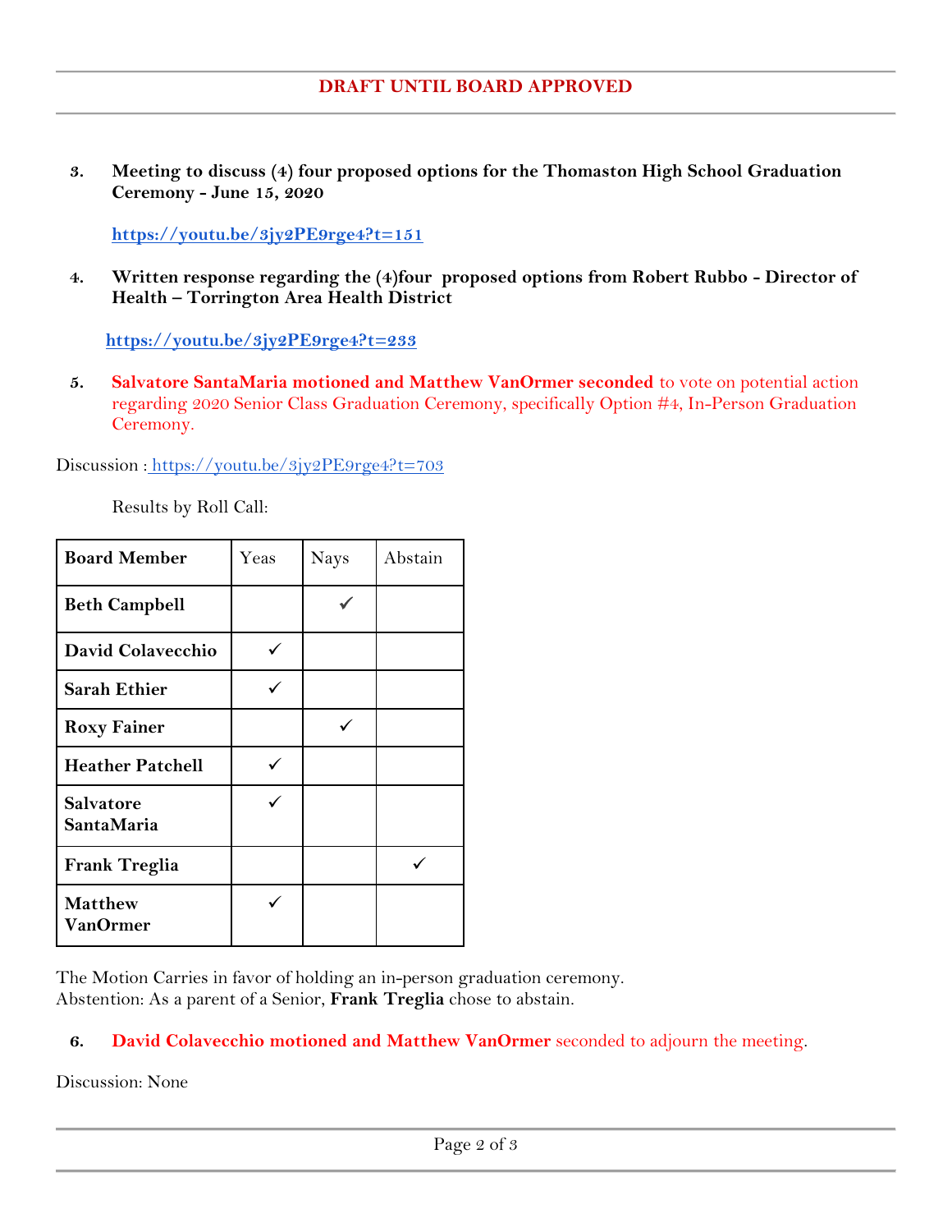**DRAFT UNTIL BOARD APPROVED**

3. **Meeting to discuss (4) four proposed options for the Thomaston High School Graduation Ceremony - June 15, 2020**

   **https://youtu.be/3jy2PE9rge4?t=151**

4. **Written response regarding the (4)four proposed options from Robert Rubbo - Director of Health – Torrington Area Health District**

   **https://youtu.be/3jy2PE9rge4?t=233**

5. **Salvatore SantaMaria motioned and Matthew VanOrmer seconded** to vote on potential action regarding 2020 Senior Class Graduation Ceremony, specifically Option #4, In-Person Graduation Ceremony.

Discussion : https://youtu.be/3jy2PE9rge4?t=703

Results by Roll Call:

| Board Member | Yeas | Nays | Abstain |
|---|---|---|---|
| **Beth Campbell** | | ✓ | |
| **David Colavecchio** | ✓ | | |
| **Sarah Ethier** | ✓ | | |
| **Roxy Fainer** | | ✓ | |
| **Heather Patchell** | ✓ | | |
| **Salvatore SantaMaria** | ✓ | | |
| **Frank Treglia** | | | ✓ |
| **Matthew VanOrmer** | ✓ | | |

The Motion Carries in favor of holding an in-person graduation ceremony.
Abstention: As a parent of a Senior, **Frank Treglia** chose to abstain.

6. **David Colavecchio motioned and Matthew VanOrmer** seconded to adjourn the meeting.

Discussion: None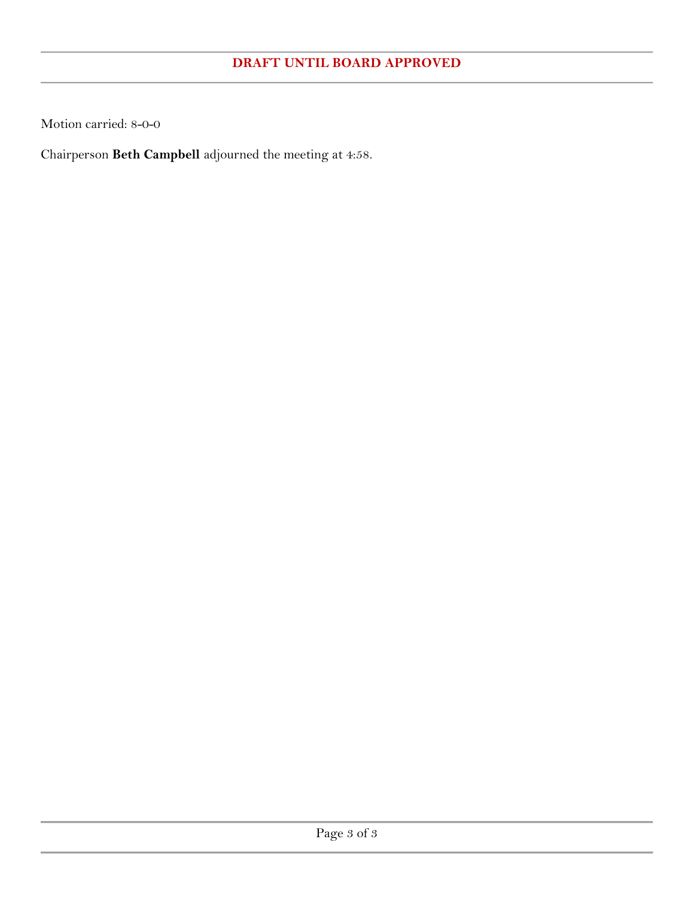Motion carried: 8-0-0

Chairperson **Beth Campbell** adjourned the meeting at 4:58.